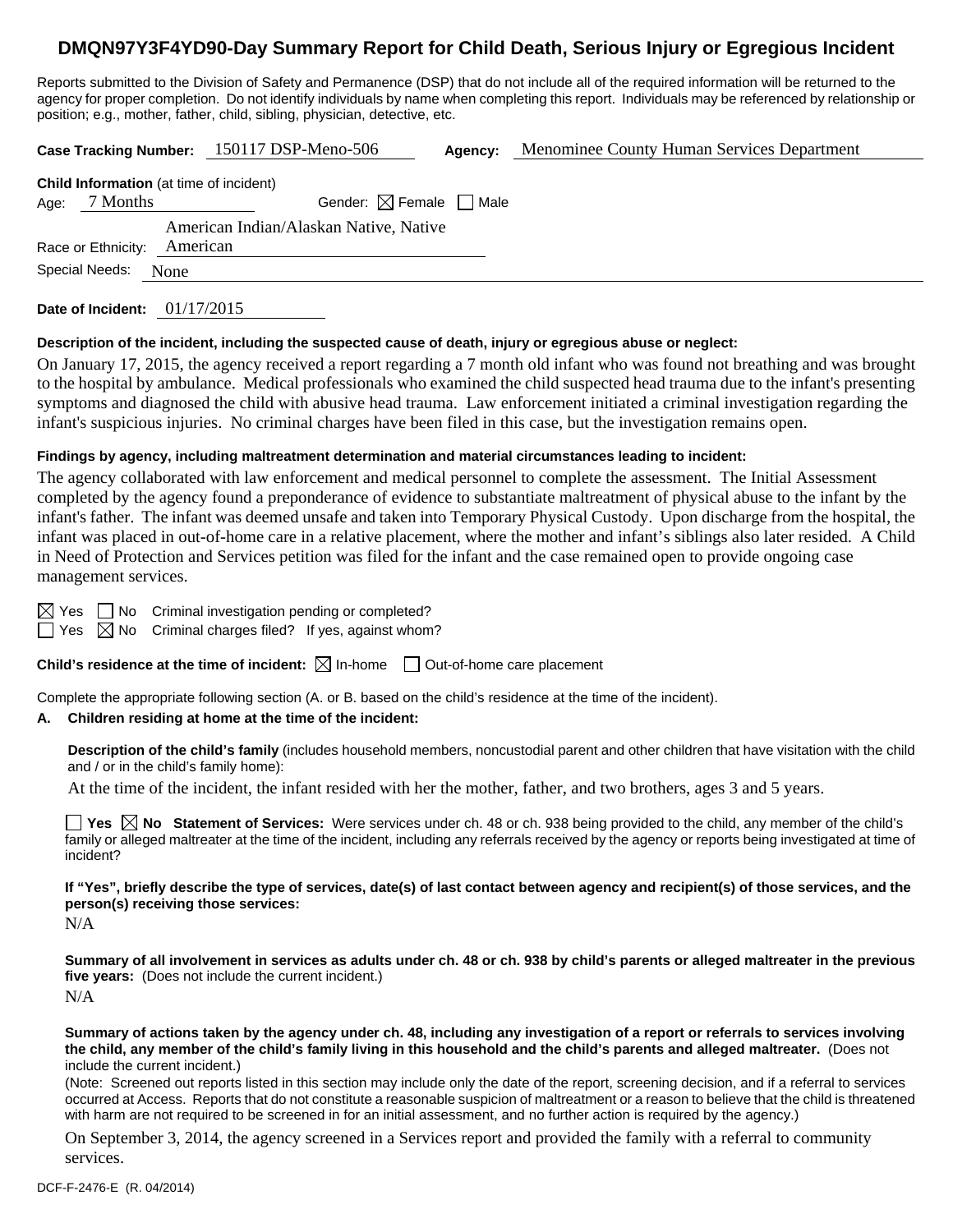# DMQN97Y3F4YD90-Day Summary Report for Child Death, Serious Injury or Egregious Incident

Reports submitted to the Division of Safety and Permanence (DSP) that do not include all of the required information will be returned to the agency for proper completion. Do not identify individuals by name when completing this report. Individuals may be referenced by relationship or position; e.g., mother, father, child, sibling, physician, detective, etc.

**Case Tracking Number:** 150117 DSP-Meno-506 **Agency:** Menominee County Human Services Department

**Child Information** (at time of incident)

Age: 7 Months Gender: ☒ Female ☐ Male

Race or Ethnicity: American Indian/Alaskan Native, Native American

Special Needs: None

**Date of Incident:** 01/17/2015

**Description of the incident, including the suspected cause of death, injury or egregious abuse or neglect:**

On January 17, 2015, the agency received a report regarding a 7 month old infant who was found not breathing and was brought to the hospital by ambulance. Medical professionals who examined the child suspected head trauma due to the infant's presenting symptoms and diagnosed the child with abusive head trauma. Law enforcement initiated a criminal investigation regarding the infant's suspicious injuries. No criminal charges have been filed in this case, but the investigation remains open.

**Findings by agency, including maltreatment determination and material circumstances leading to incident:**

The agency collaborated with law enforcement and medical personnel to complete the assessment. The Initial Assessment completed by the agency found a preponderance of evidence to substantiate maltreatment of physical abuse to the infant by the infant's father. The infant was deemed unsafe and taken into Temporary Physical Custody. Upon discharge from the hospital, the infant was placed in out-of-home care in a relative placement, where the mother and infant's siblings also later resided. A Child in Need of Protection and Services petition was filed for the infant and the case remained open to provide ongoing case management services.

☒ Yes ☐ No Criminal investigation pending or completed?

☐ Yes ☒ No Criminal charges filed? If yes, against whom?

**Child's residence at the time of incident:** ☒ In-home ☐ Out-of-home care placement

Complete the appropriate following section (A. or B. based on the child's residence at the time of the incident).

**A. Children residing at home at the time of the incident:**

**Description of the child's family** (includes household members, noncustodial parent and other children that have visitation with the child and / or in the child's family home):

At the time of the incident, the infant resided with her the mother, father, and two brothers, ages 3 and 5 years.

☐ **Yes** ☒ **No Statement of Services:** Were services under ch. 48 or ch. 938 being provided to the child, any member of the child's family or alleged maltreater at the time of the incident, including any referrals received by the agency or reports being investigated at time of incident?

**If "Yes", briefly describe the type of services, date(s) of last contact between agency and recipient(s) of those services, and the person(s) receiving those services:**

N/A

**Summary of all involvement in services as adults under ch. 48 or ch. 938 by child's parents or alleged maltreater in the previous five years:** (Does not include the current incident.)

N/A

**Summary of actions taken by the agency under ch. 48, including any investigation of a report or referrals to services involving the child, any member of the child's family living in this household and the child's parents and alleged maltreater.** (Does not include the current incident.)

(Note: Screened out reports listed in this section may include only the date of the report, screening decision, and if a referral to services occurred at Access. Reports that do not constitute a reasonable suspicion of maltreatment or a reason to believe that the child is threatened with harm are not required to be screened in for an initial assessment, and no further action is required by the agency.)

On September 3, 2014, the agency screened in a Services report and provided the family with a referral to community services.

DCF-F-2476-E (R. 04/2014)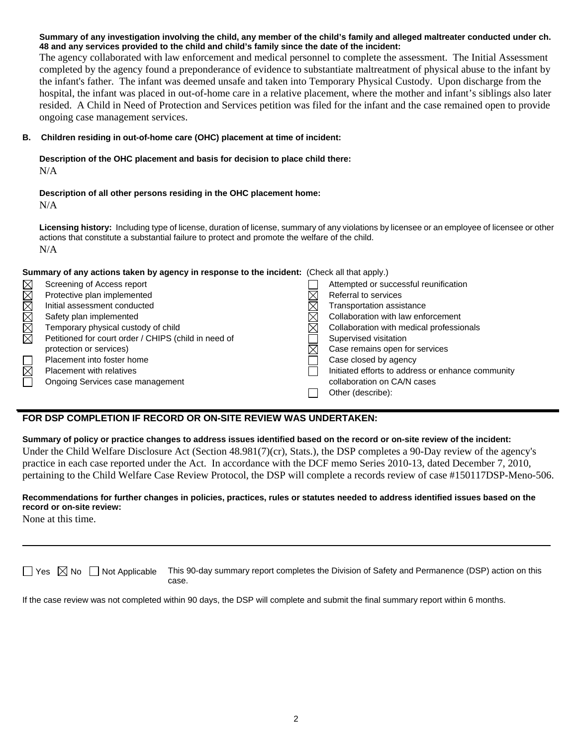**Summary of any investigation involving the child, any member of the child's family and alleged maltreater conducted under ch. 48 and any services provided to the child and child's family since the date of the incident:**

The agency collaborated with law enforcement and medical personnel to complete the assessment. The Initial Assessment completed by the agency found a preponderance of evidence to substantiate maltreatment of physical abuse to the infant by the infant's father. The infant was deemed unsafe and taken into Temporary Physical Custody. Upon discharge from the hospital, the infant was placed in out-of-home care in a relative placement, where the mother and infant's siblings also later resided. A Child in Need of Protection and Services petition was filed for the infant and the case remained open to provide ongoing case management services.

**B. Children residing in out-of-home care (OHC) placement at time of incident:**

**Description of the OHC placement and basis for decision to place child there:**

N/A

**Description of all other persons residing in the OHC placement home:**

N/A

**Licensing history:** Including type of license, duration of license, summary of any violations by licensee or an employee of licensee or other actions that constitute a substantial failure to protect and promote the welfare of the child.

N/A

**Summary of any actions taken by agency in response to the incident:** (Check all that apply.)

- ☒ Screening of Access report
- ☒ Protective plan implemented
- ☒ Initial assessment conducted
- ☒ Safety plan implemented
- ☒ Temporary physical custody of child
- ☒ Petitioned for court order / CHIPS (child in need of protection or services)
- ☐ Placement into foster home
- ☒ Placement with relatives
- ☐ Ongoing Services case management
- ☐ Attempted or successful reunification
- ☒ Referral to services
- ☒ Transportation assistance
- ☒ Collaboration with law enforcement
- ☒ Collaboration with medical professionals
- ☐ Supervised visitation
- ☒ Case remains open for services
- ☐ Case closed by agency
- ☐ Initiated efforts to address or enhance community collaboration on CA/N cases
- ☐ Other (describe):

## FOR DSP COMPLETION IF RECORD OR ON-SITE REVIEW WAS UNDERTAKEN:

**Summary of policy or practice changes to address issues identified based on the record or on-site review of the incident:**

Under the Child Welfare Disclosure Act (Section 48.981(7)(cr), Stats.), the DSP completes a 90-Day review of the agency's practice in each case reported under the Act. In accordance with the DCF memo Series 2010-13, dated December 7, 2010, pertaining to the Child Welfare Case Review Protocol, the DSP will complete a records review of case #150117DSP-Meno-506.

**Recommendations for further changes in policies, practices, rules or statutes needed to address identified issues based on the record or on-site review:**

None at this time.

---

☐ Yes ☒ No ☐ Not Applicable This 90-day summary report completes the Division of Safety and Permanence (DSP) action on this case.

If the case review was not completed within 90 days, the DSP will complete and submit the final summary report within 6 months.